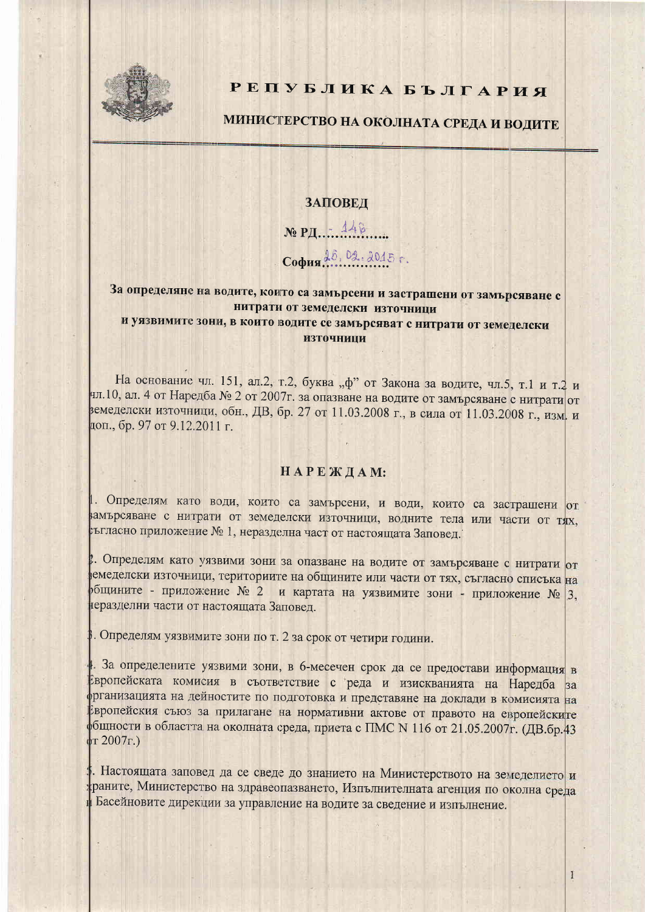# РЕПУБЛИКА БЪЛГАРИЯ

## МИНИСТЕРСТВО НА ОКОЛНАТА СРЕДА И ВОДИТЕ

### ЗАПОВЕД

№ РД - 148

София 25. 02. 2015 г.

**За определяне на водите, които са замърсени и застрашени от замърсяване с нитрати от земеделски източници и уязвимите зони, в които водите се замърсяват с нитрати от земеделски източници**

На основание чл. 151, ал.2, т.2, буква „ф" от Закона за водите, чл.5, т.1 и т.2 и чл.10, ал. 4 от Наредба № 2 от 2007г. за опазване на водите от замърсяване с нитрати от земеделски източници, обн., ДВ, бр. 27 от 11.03.2008 г., в сила от 11.03.2008 г., изм. и доп., бр. 97 от 9.12.2011 г.

### НАРЕЖДАМ:

1. Определям като води, които са замърсени, и води, които са застрашени от замърсяване с нитрати от земеделски източници, водните тела или части от тях, съгласно приложение № 1, неразделна част от настоящата Заповед.

2. Определям като уязвими зони за опазване на водите от замърсяване с нитрати от земеделски източници, териториите на общините или части от тях, съгласно списъка на общините - приложение № 2 и картата на уязвимите зони - приложение № 3, неразделни части от настоящата Заповед.

3. Определям уязвимите зони по т. 2 за срок от четири години.

4. За определените уязвими зони, в 6-месечен срок да се предостави информация в Европейската комисия в съответствие с реда и изискванията на Наредба за организацията на дейностите по подготовка и представяне на доклади в комисията на Европейския съюз за прилагане на нормативни актове от правото на европейските общности в областта на околната среда, приета с ПМС N 116 от 21.05.2007г. (ДВ.бр.43 от 2007г.)

5. Настоящата заповед да се сведе до знанието на Министерството на земеделието и храните, Министерство на здравеопазването, Изпълнителната агенция по околна среда и Басейновите дирекции за управление на водите за сведение и изпълнение.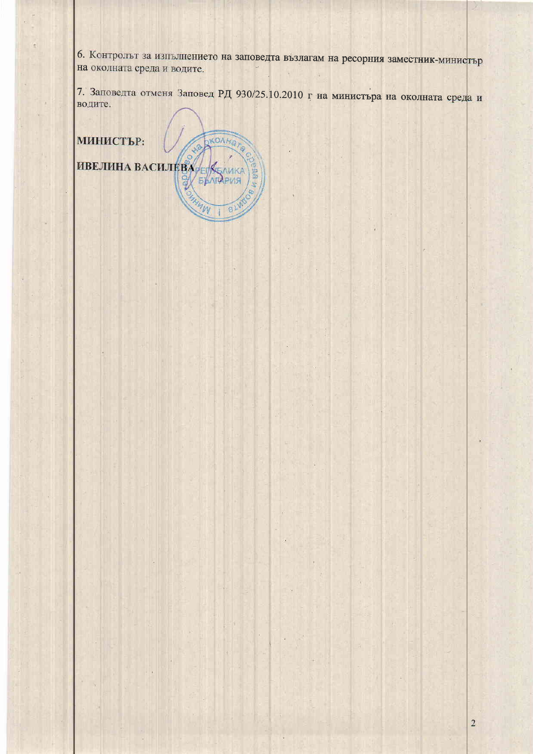6. Контролът за изпълнението на заповедта възлагам на ресорния заместник-министър на околната среда и водите.

7. Заповедта отменя Заповед РД 930/25.10.2010 г на министъра на околната среда и водите.

**МИНИСТЪР:**

**ИВЕЛИНА ВАСИЛЕВА**